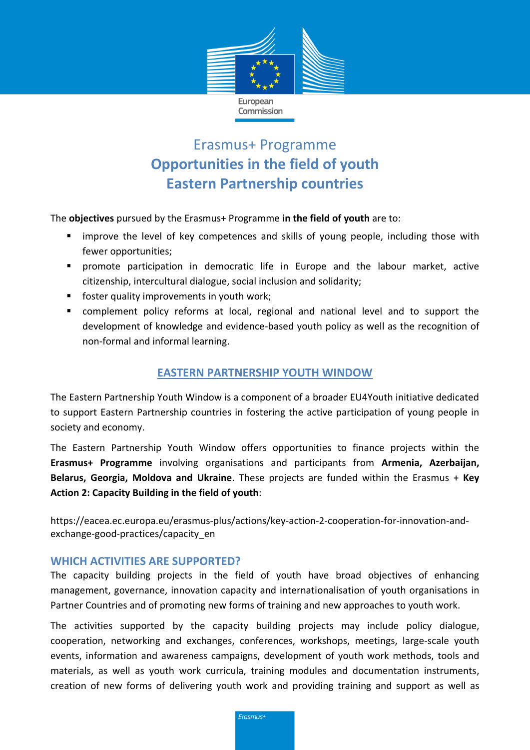# Erasmus+ Programme

## Opportunities in the field of youth

## Eastern Partnership countries

The **objectives** pursued by the Erasmus+ Programme **in the field of youth** are to:

- improve the level of key competences and skills of young people, including those with fewer opportunities;
- promote participation in democratic life in Europe and the labour market, active citizenship, intercultural dialogue, social inclusion and solidarity;
- foster quality improvements in youth work;
- complement policy reforms at local, regional and national level and to support the development of knowledge and evidence-based youth policy as well as the recognition of non-formal and informal learning.

## EASTERN PARTNERSHIP YOUTH WINDOW

The Eastern Partnership Youth Window is a component of a broader EU4Youth initiative dedicated to support Eastern Partnership countries in fostering the active participation of young people in society and economy.

The Eastern Partnership Youth Window offers opportunities to finance projects within the **Erasmus+ Programme** involving organisations and participants from **Armenia, Azerbaijan, Belarus, Georgia, Moldova and Ukraine**. These projects are funded within the Erasmus + **Key Action 2: Capacity Building in the field of youth**:

https://eacea.ec.europa.eu/erasmus-plus/actions/key-action-2-cooperation-for-innovation-and-exchange-good-practices/capacity_en

### WHICH ACTIVITIES ARE SUPPORTED?

The capacity building projects in the field of youth have broad objectives of enhancing management, governance, innovation capacity and internationalisation of youth organisations in Partner Countries and of promoting new forms of training and new approaches to youth work.

The activities supported by the capacity building projects may include policy dialogue, cooperation, networking and exchanges, conferences, workshops, meetings, large-scale youth events, information and awareness campaigns, development of youth work methods, tools and materials, as well as youth work curricula, training modules and documentation instruments, creation of new forms of delivering youth work and providing training and support as well as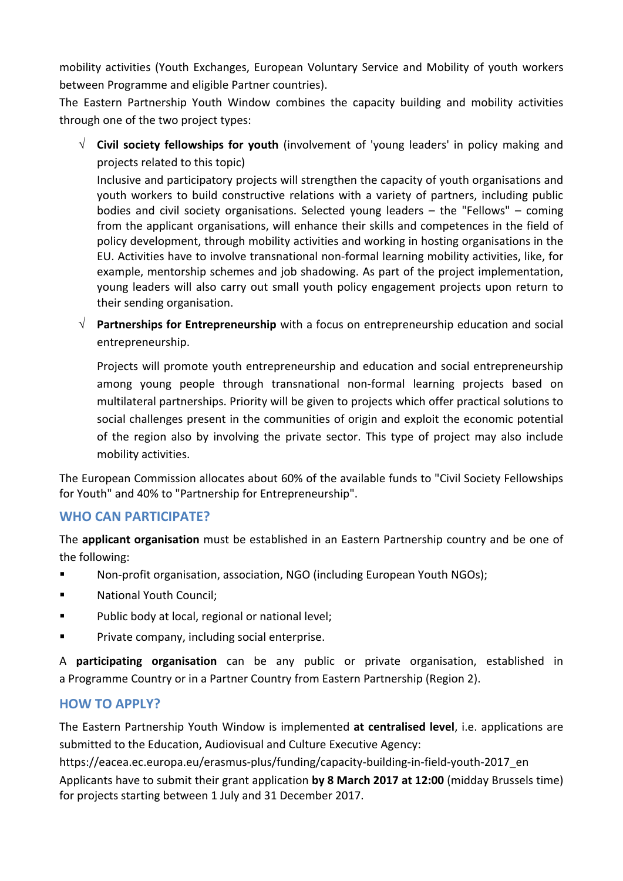mobility activities (Youth Exchanges, European Voluntary Service and Mobility of youth workers between Programme and eligible Partner countries).

The Eastern Partnership Youth Window combines the capacity building and mobility activities through one of the two project types:

- √ **Civil society fellowships for youth** (involvement of 'young leaders' in policy making and projects related to this topic)

  Inclusive and participatory projects will strengthen the capacity of youth organisations and youth workers to build constructive relations with a variety of partners, including public bodies and civil society organisations. Selected young leaders – the "Fellows" – coming from the applicant organisations, will enhance their skills and competences in the field of policy development, through mobility activities and working in hosting organisations in the EU. Activities have to involve transnational non-formal learning mobility activities, like, for example, mentorship schemes and job shadowing. As part of the project implementation, young leaders will also carry out small youth policy engagement projects upon return to their sending organisation.

- √ **Partnerships for Entrepreneurship** with a focus on entrepreneurship education and social entrepreneurship.

  Projects will promote youth entrepreneurship and education and social entrepreneurship among young people through transnational non-formal learning projects based on multilateral partnerships. Priority will be given to projects which offer practical solutions to social challenges present in the communities of origin and exploit the economic potential of the region also by involving the private sector. This type of project may also include mobility activities.

The European Commission allocates about 60% of the available funds to "Civil Society Fellowships for Youth" and 40% to "Partnership for Entrepreneurship".

## WHO CAN PARTICIPATE?

The **applicant organisation** must be established in an Eastern Partnership country and be one of the following:

- Non-profit organisation, association, NGO (including European Youth NGOs);
- National Youth Council;
- Public body at local, regional or national level;
- Private company, including social enterprise.

A **participating organisation** can be any public or private organisation, established in a Programme Country or in a Partner Country from Eastern Partnership (Region 2).

## HOW TO APPLY?

The Eastern Partnership Youth Window is implemented **at centralised level**, i.e. applications are submitted to the Education, Audiovisual and Culture Executive Agency:

https://eacea.ec.europa.eu/erasmus-plus/funding/capacity-building-in-field-youth-2017_en

Applicants have to submit their grant application **by 8 March 2017 at 12:00** (midday Brussels time) for projects starting between 1 July and 31 December 2017.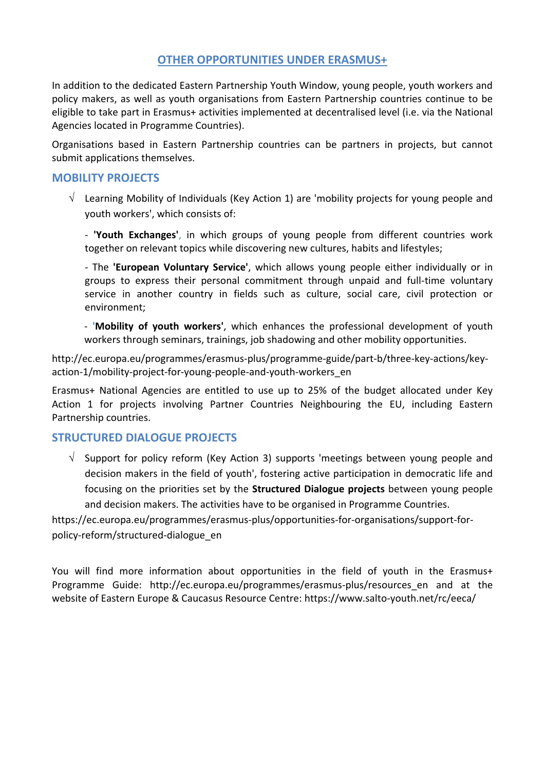## OTHER OPPORTUNITIES UNDER ERASMUS+

In addition to the dedicated Eastern Partnership Youth Window, young people, youth workers and policy makers, as well as youth organisations from Eastern Partnership countries continue to be eligible to take part in Erasmus+ activities implemented at decentralised level (i.e. via the National Agencies located in Programme Countries).

Organisations based in Eastern Partnership countries can be partners in projects, but cannot submit applications themselves.

### MOBILITY PROJECTS

√ Learning Mobility of Individuals (Key Action 1) are 'mobility projects for young people and youth workers', which consists of:

- **'Youth Exchanges'**, in which groups of young people from different countries work together on relevant topics while discovering new cultures, habits and lifestyles;
- The **'European Voluntary Service'**, which allows young people either individually or in groups to express their personal commitment through unpaid and full-time voluntary service in another country in fields such as culture, social care, civil protection or environment;
- **'Mobility of youth workers'**, which enhances the professional development of youth workers through seminars, trainings, job shadowing and other mobility opportunities.

http://ec.europa.eu/programmes/erasmus-plus/programme-guide/part-b/three-key-actions/key-action-1/mobility-project-for-young-people-and-youth-workers_en

Erasmus+ National Agencies are entitled to use up to 25% of the budget allocated under Key Action 1 for projects involving Partner Countries Neighbouring the EU, including Eastern Partnership countries.

### STRUCTURED DIALOGUE PROJECTS

√ Support for policy reform (Key Action 3) supports 'meetings between young people and decision makers in the field of youth', fostering active participation in democratic life and focusing on the priorities set by the **Structured Dialogue projects** between young people and decision makers. The activities have to be organised in Programme Countries.

https://ec.europa.eu/programmes/erasmus-plus/opportunities-for-organisations/support-for-policy-reform/structured-dialogue_en

You will find more information about opportunities in the field of youth in the Erasmus+ Programme Guide: http://ec.europa.eu/programmes/erasmus-plus/resources_en and at the website of Eastern Europe & Caucasus Resource Centre: https://www.salto-youth.net/rc/eeca/